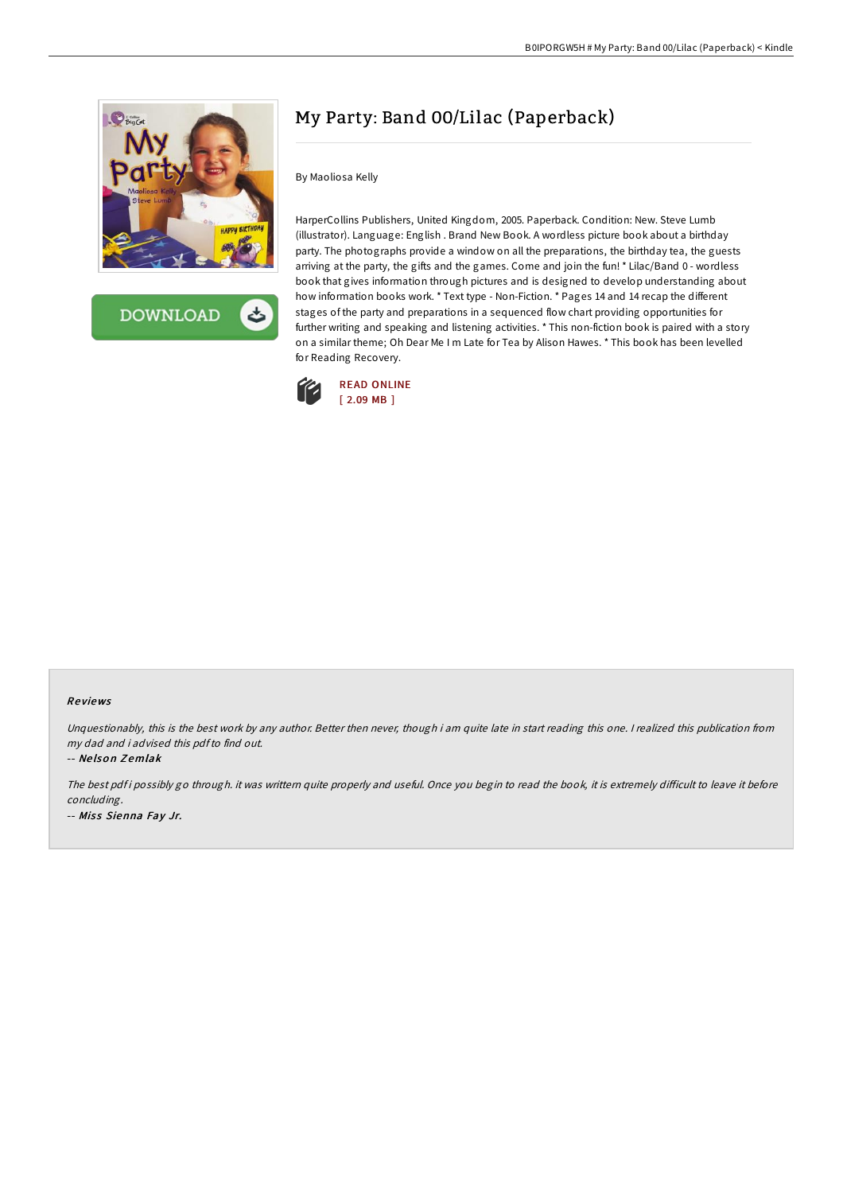# My Party: Band 00/Lilac (Paperback)

By Maoliosa Kelly

HarperCollins Publishers, United Kingdom, 2005. Paperback. Condition: New. Steve Lumb (illustrator). Language: English . Brand New Book. A wordless picture book about a birthday party. The photographs provide a window on all the preparations, the birthday tea, the guests arriving at the party, the gifts and the games. Come and join the fun! * Lilac/Band 0 - wordless book that gives information through pictures and is designed to develop understanding about how information books work. * Text type - Non-Fiction. * Pages 14 and 14 recap the different stages of the party and preparations in a sequenced flow chart providing opportunities for further writing and speaking and listening activities. * This non-fiction book is paired with a story on a similar theme; Oh Dear Me I m Late for Tea by Alison Hawes. * This book has been levelled for Reading Recovery.

READ ONLINE
[ 2.09 MB ]

## Reviews

*Unquestionably, this is the best work by any author. Better then never, though i am quite late in start reading this one. I realized this publication from my dad and i advised this pdf to find out.*

-- ***Nelson Zemlak***

*The best pdf i possibly go through. it was writtern quite properly and useful. Once you begin to read the book, it is extremely difficult to leave it before concluding.*

-- ***Miss Sienna Fay Jr.***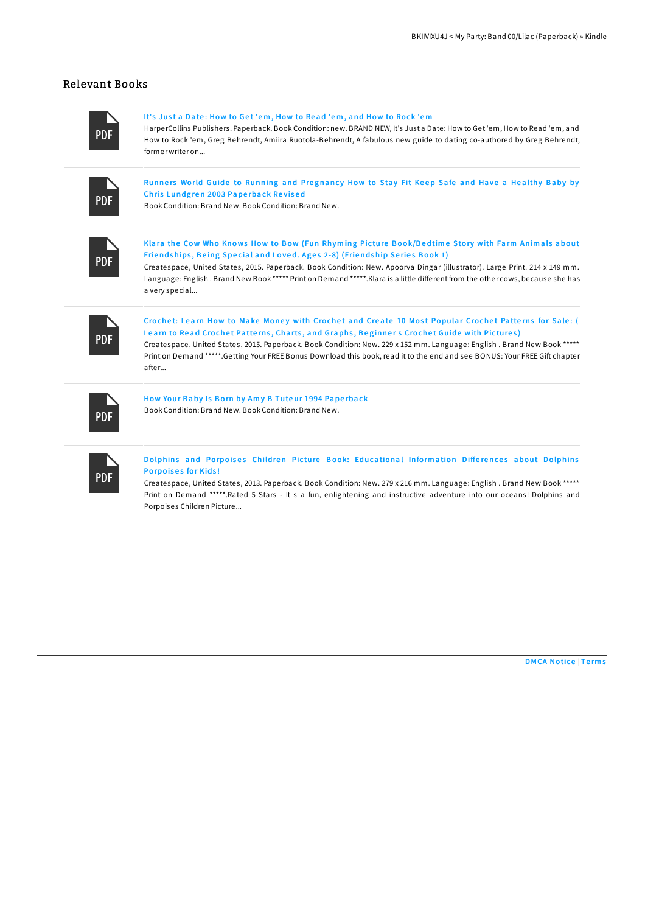## Relevant Books

**It's Just a Date: How to Get 'em, How to Read 'em, and How to Rock 'em**

HarperCollins Publishers. Paperback. Book Condition: new. BRAND NEW, It's Just a Date: How to Get 'em, How to Read 'em, and How to Rock 'em, Greg Behrendt, Amiira Ruotola-Behrendt, A fabulous new guide to dating co-authored by Greg Behrendt, former writer on...

**Runners World Guide to Running and Pregnancy How to Stay Fit Keep Safe and Have a Healthy Baby by Chris Lundgren 2003 Paperback Revised**

Book Condition: Brand New. Book Condition: Brand New.

**Klara the Cow Who Knows How to Bow (Fun Rhyming Picture Book/Bedtime Story with Farm Animals about Friendships, Being Special and Loved. Ages 2-8) (Friendship Series Book 1)**

Createspace, United States, 2015. Paperback. Book Condition: New. Apoorva Dingar (illustrator). Large Print. 214 x 149 mm. Language: English . Brand New Book ***** Print on Demand *****.Klara is a little different from the other cows, because she has a very special...

**Crochet: Learn How to Make Money with Crochet and Create 10 Most Popular Crochet Patterns for Sale: ( Learn to Read Crochet Patterns, Charts, and Graphs, Beginner s Crochet Guide with Pictures)**

Createspace, United States, 2015. Paperback. Book Condition: New. 229 x 152 mm. Language: English . Brand New Book ***** Print on Demand *****.Getting Your FREE Bonus Download this book, read it to the end and see BONUS: Your FREE Gift chapter after...

**How Your Baby Is Born by Amy B Tuteur 1994 Paperback**

Book Condition: Brand New. Book Condition: Brand New.

**Dolphins and Porpoises Children Picture Book: Educational Information Differences about Dolphins Porpoises for Kids!**

Createspace, United States, 2013. Paperback. Book Condition: New. 279 x 216 mm. Language: English . Brand New Book ***** Print on Demand *****.Rated 5 Stars - It s a fun, enlightening and instructive adventure into our oceans! Dolphins and Porpoises Children Picture...